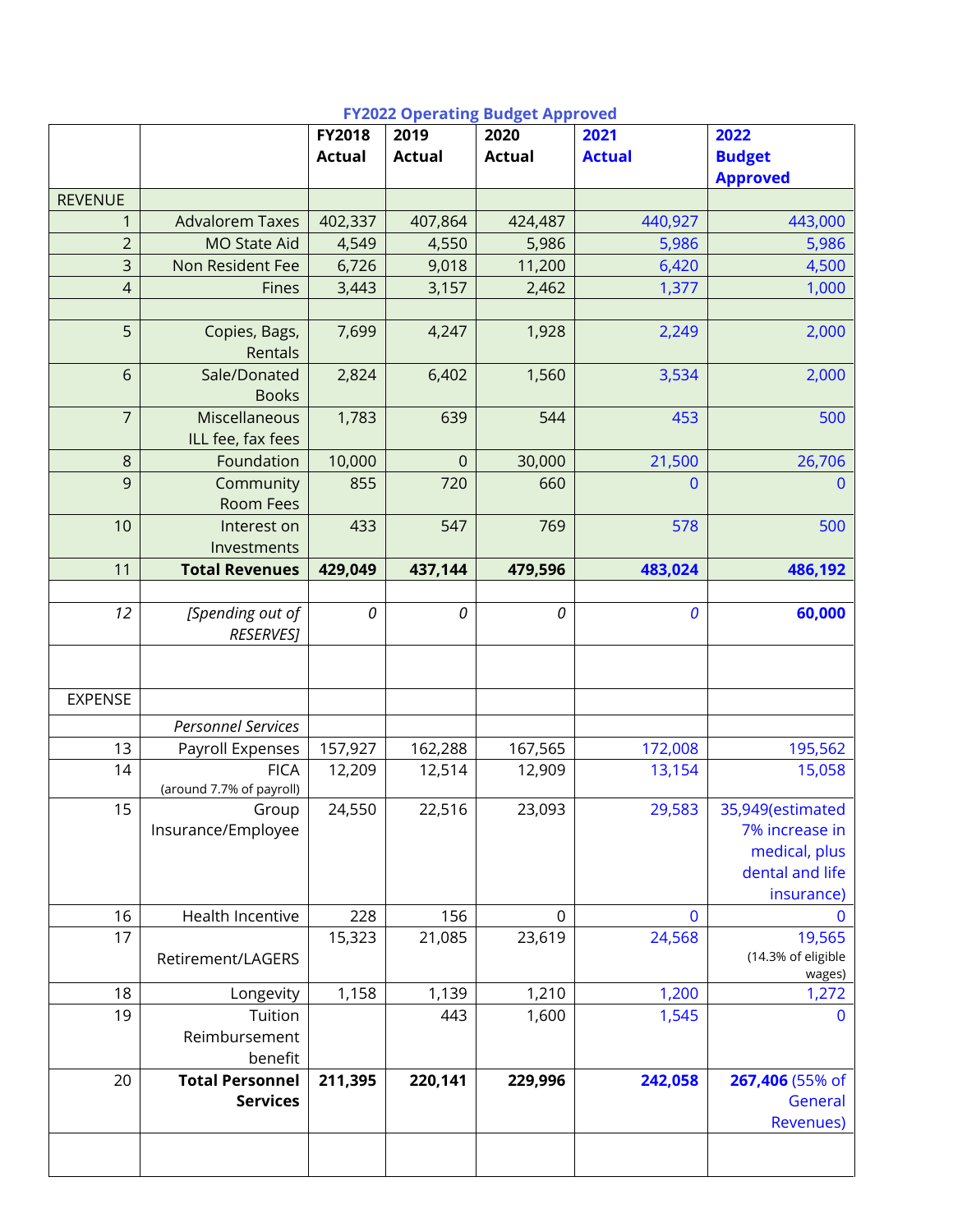## FY2022 Operating Budget Approved

| | | FY2018 Actual | 2019 Actual | 2020 Actual | 2021 Actual | 2022 Budget Approved |
|---|---|---|---|---|---|---|
| REVENUE | | | | | | |
| 1 | Advalorem Taxes | 402,337 | 407,864 | 424,487 | 440,927 | 443,000 |
| 2 | MO State Aid | 4,549 | 4,550 | 5,986 | 5,986 | 5,986 |
| 3 | Non Resident Fee | 6,726 | 9,018 | 11,200 | 6,420 | 4,500 |
| 4 | Fines | 3,443 | 3,157 | 2,462 | 1,377 | 1,000 |
| | | | | | | |
| 5 | Copies, Bags, Rentals | 7,699 | 4,247 | 1,928 | 2,249 | 2,000 |
| 6 | Sale/Donated Books | 2,824 | 6,402 | 1,560 | 3,534 | 2,000 |
| 7 | Miscellaneous ILL fee, fax fees | 1,783 | 639 | 544 | 453 | 500 |
| 8 | Foundation | 10,000 | 0 | 30,000 | 21,500 | 26,706 |
| 9 | Community Room Fees | 855 | 720 | 660 | 0 | 0 |
| 10 | Interest on Investments | 433 | 547 | 769 | 578 | 500 |
| 11 | **Total Revenues** | **429,049** | **437,144** | **479,596** | **483,024** | **486,192** |
| | | | | | | |
| *12* | *[Spending out of RESERVES]* | *0* | *0* | *0* | *0* | **60,000** |
| | | | | | | |
| EXPENSE | | | | | | |
| | *Personnel Services* | | | | | |
| 13 | Payroll Expenses | 157,927 | 162,288 | 167,565 | 172,008 | 195,562 |
| 14 | FICA (around 7.7% of payroll) | 12,209 | 12,514 | 12,909 | 13,154 | 15,058 |
| 15 | Group Insurance/Employee | 24,550 | 22,516 | 23,093 | 29,583 | 35,949(estimated 7% increase in medical, plus dental and life insurance) |
| 16 | Health Incentive | 228 | 156 | 0 | 0 | 0 |
| 17 | Retirement/LAGERS | 15,323 | 21,085 | 23,619 | 24,568 | 19,565 (14.3% of eligible wages) |
| 18 | Longevity | 1,158 | 1,139 | 1,210 | 1,200 | 1,272 |
| 19 | Tuition Reimbursement benefit | | 443 | 1,600 | 1,545 | 0 |
| 20 | **Total Personnel Services** | **211,395** | **220,141** | **229,996** | **242,058** | **267,406** (55% of General Revenues) |
| | | | | | | |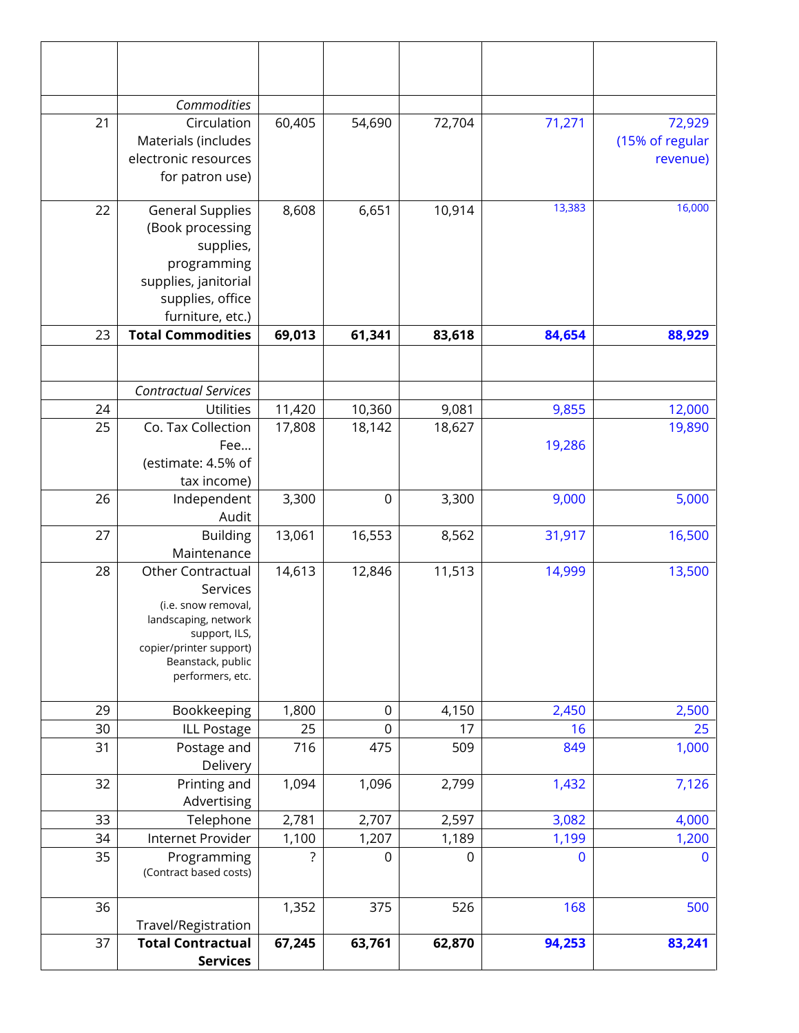| | | | | | | |
|---|---|---|---|---|---|---|
| | *Commodities* | | | | | |
| 21 | Circulation Materials (includes electronic resources for patron use) | 60,405 | 54,690 | 72,704 | 71,271 | 72,929 (15% of regular revenue) |
| 22 | General Supplies (Book processing supplies, programming supplies, janitorial supplies, office furniture, etc.) | 8,608 | 6,651 | 10,914 | 13,383 | 16,000 |
| 23 | **Total Commodities** | **69,013** | **61,341** | **83,618** | **84,654** | **88,929** |
| | | | | | | |
| | *Contractual Services* | | | | | |
| 24 | Utilities | 11,420 | 10,360 | 9,081 | 9,855 | 12,000 |
| 25 | Co. Tax Collection Fee… (estimate: 4.5% of tax income) | 17,808 | 18,142 | 18,627 | 19,286 | 19,890 |
| 26 | Independent Audit | 3,300 | 0 | 3,300 | 9,000 | 5,000 |
| 27 | Building Maintenance | 13,061 | 16,553 | 8,562 | 31,917 | 16,500 |
| 28 | Other Contractual Services (i.e. snow removal, landscaping, network support, ILS, copier/printer support) Beanstack, public performers, etc. | 14,613 | 12,846 | 11,513 | 14,999 | 13,500 |
| 29 | Bookkeeping | 1,800 | 0 | 4,150 | 2,450 | 2,500 |
| 30 | ILL Postage | 25 | 0 | 17 | 16 | 25 |
| 31 | Postage and Delivery | 716 | 475 | 509 | 849 | 1,000 |
| 32 | Printing and Advertising | 1,094 | 1,096 | 2,799 | 1,432 | 7,126 |
| 33 | Telephone | 2,781 | 2,707 | 2,597 | 3,082 | 4,000 |
| 34 | Internet Provider | 1,100 | 1,207 | 1,189 | 1,199 | 1,200 |
| 35 | Programming (Contract based costs) | ? | 0 | 0 | 0 | 0 |
| 36 | Travel/Registration | 1,352 | 375 | 526 | 168 | 500 |
| 37 | **Total Contractual Services** | **67,245** | **63,761** | **62,870** | **94,253** | **83,241** |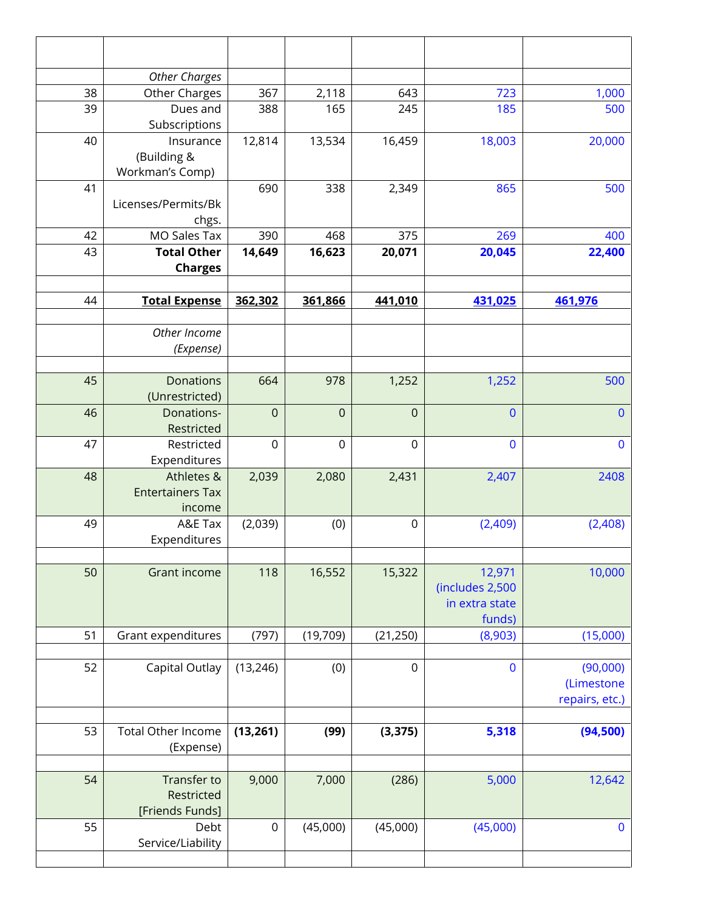| | | | | | | |
|---|---|---|---|---|---|---|
| | *Other Charges* | | | | | |
| 38 | Other Charges | 367 | 2,118 | 643 | 723 | 1,000 |
| 39 | Dues and Subscriptions | 388 | 165 | 245 | 185 | 500 |
| 40 | Insurance (Building & Workman's Comp) | 12,814 | 13,534 | 16,459 | 18,003 | 20,000 |
| 41 | Licenses/Permits/Bk chgs. | 690 | 338 | 2,349 | 865 | 500 |
| 42 | MO Sales Tax | 390 | 468 | 375 | 269 | 400 |
| 43 | **Total Other Charges** | **14,649** | **16,623** | **20,071** | **20,045** | **22,400** |
| | | | | | | |
| 44 | **Total Expense** | **362,302** | **361,866** | **441,010** | **431,025** | **461,976** |
| | | | | | | |
| | *Other Income (Expense)* | | | | | |
| | | | | | | |
| 45 | Donations (Unrestricted) | 664 | 978 | 1,252 | 1,252 | 500 |
| 46 | Donations-Restricted | 0 | 0 | 0 | 0 | 0 |
| 47 | Restricted Expenditures | 0 | 0 | 0 | 0 | 0 |
| 48 | Athletes & Entertainers Tax income | 2,039 | 2,080 | 2,431 | 2,407 | 2408 |
| 49 | A&E Tax Expenditures | (2,039) | (0) | 0 | (2,409) | (2,408) |
| | | | | | | |
| 50 | Grant income | 118 | 16,552 | 15,322 | 12,971 (includes 2,500 in extra state funds) | 10,000 |
| 51 | Grant expenditures | (797) | (19,709) | (21,250) | (8,903) | (15,000) |
| | | | | | | |
| 52 | Capital Outlay | (13,246) | (0) | 0 | 0 | (90,000) (Limestone repairs, etc.) |
| | | | | | | |
| 53 | Total Other Income (Expense) | **(13,261)** | **(99)** | **(3,375)** | **5,318** | **(94,500)** |
| | | | | | | |
| 54 | Transfer to Restricted [Friends Funds] | 9,000 | 7,000 | (286) | 5,000 | 12,642 |
| 55 | Debt Service/Liability | 0 | (45,000) | (45,000) | (45,000) | 0 |
| | | | | | | |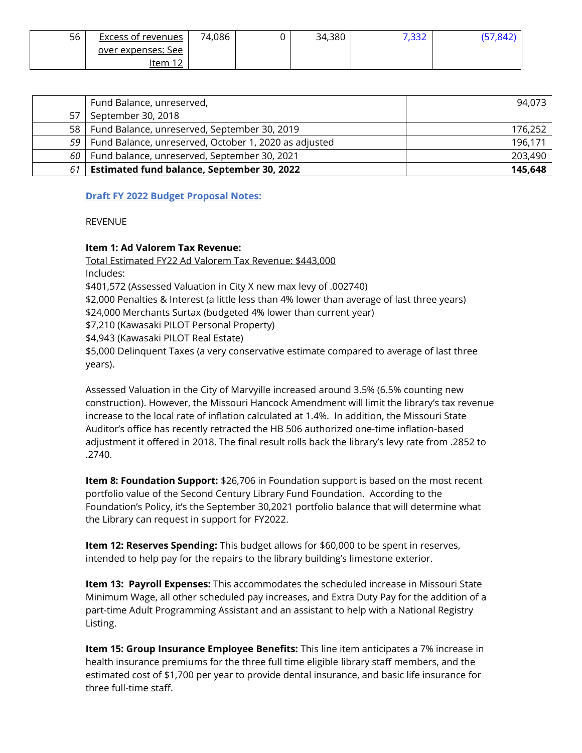| 56 | Excess of revenues over expenses: See Item 12 | 74,086 | 0 | 34,380 | 7,332 | (57,842) |
|---|---|---|---|---|---|---|

| | | |
|---|---|---|
| 57 | Fund Balance, unreserved, September 30, 2018 | 94,073 |
| 58 | Fund Balance, unreserved, September 30, 2019 | 176,252 |
| *59* | Fund Balance, unreserved, October 1, 2020 as adjusted | 196,171 |
| *60* | Fund balance, unreserved, September 30, 2021 | 203,490 |
| *61* | **Estimated fund balance, September 30, 2022** | **145,648** |

**Draft FY 2022 Budget Proposal Notes:**

REVENUE

**Item 1: Ad Valorem Tax Revenue:**

Total Estimated FY22 Ad Valorem Tax Revenue: $443,000

Includes:

$401,572 (Assessed Valuation in City X new max levy of .002740)

$2,000 Penalties & Interest (a little less than 4% lower than average of last three years)

$24,000 Merchants Surtax (budgeted 4% lower than current year)

$7,210 (Kawasaki PILOT Personal Property)

$4,943 (Kawasaki PILOT Real Estate)

$5,000 Delinquent Taxes (a very conservative estimate compared to average of last three years).

Assessed Valuation in the City of Marvyille increased around 3.5% (6.5% counting new construction). However, the Missouri Hancock Amendment will limit the library's tax revenue increase to the local rate of inflation calculated at 1.4%. In addition, the Missouri State Auditor's office has recently retracted the HB 506 authorized one-time inflation-based adjustment it offered in 2018. The final result rolls back the library's levy rate from .2852 to .2740.

**Item 8: Foundation Support:** $26,706 in Foundation support is based on the most recent portfolio value of the Second Century Library Fund Foundation. According to the Foundation's Policy, it's the September 30,2021 portfolio balance that will determine what the Library can request in support for FY2022.

**Item 12: Reserves Spending:** This budget allows for $60,000 to be spent in reserves, intended to help pay for the repairs to the library building's limestone exterior.

**Item 13: Payroll Expenses:** This accommodates the scheduled increase in Missouri State Minimum Wage, all other scheduled pay increases, and Extra Duty Pay for the addition of a part-time Adult Programming Assistant and an assistant to help with a National Registry Listing.

**Item 15: Group Insurance Employee Benefits:** This line item anticipates a 7% increase in health insurance premiums for the three full time eligible library staff members, and the estimated cost of $1,700 per year to provide dental insurance, and basic life insurance for three full-time staff.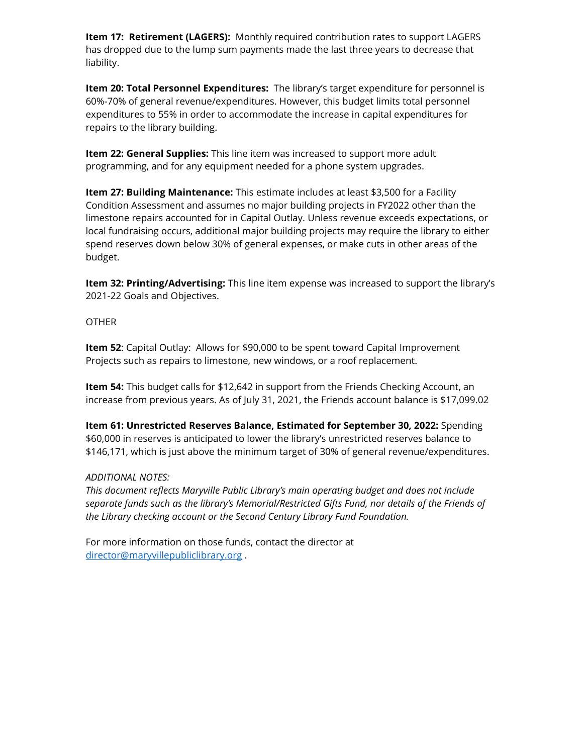**Item 17: Retirement (LAGERS):** Monthly required contribution rates to support LAGERS has dropped due to the lump sum payments made the last three years to decrease that liability.

**Item 20: Total Personnel Expenditures:** The library's target expenditure for personnel is 60%-70% of general revenue/expenditures. However, this budget limits total personnel expenditures to 55% in order to accommodate the increase in capital expenditures for repairs to the library building.

**Item 22: General Supplies:** This line item was increased to support more adult programming, and for any equipment needed for a phone system upgrades.

**Item 27: Building Maintenance:** This estimate includes at least $3,500 for a Facility Condition Assessment and assumes no major building projects in FY2022 other than the limestone repairs accounted for in Capital Outlay. Unless revenue exceeds expectations, or local fundraising occurs, additional major building projects may require the library to either spend reserves down below 30% of general expenses, or make cuts in other areas of the budget.

**Item 32: Printing/Advertising:** This line item expense was increased to support the library's 2021-22 Goals and Objectives.

OTHER

**Item 52**: Capital Outlay: Allows for $90,000 to be spent toward Capital Improvement Projects such as repairs to limestone, new windows, or a roof replacement.

**Item 54:** This budget calls for $12,642 in support from the Friends Checking Account, an increase from previous years. As of July 31, 2021, the Friends account balance is $17,099.02

**Item 61: Unrestricted Reserves Balance, Estimated for September 30, 2022:** Spending $60,000 in reserves is anticipated to lower the library's unrestricted reserves balance to $146,171, which is just above the minimum target of 30% of general revenue/expenditures.

*ADDITIONAL NOTES:*
*This document reflects Maryville Public Library's main operating budget and does not include separate funds such as the library's Memorial/Restricted Gifts Fund, nor details of the Friends of the Library checking account or the Second Century Library Fund Foundation.*

For more information on those funds, contact the director at [director@maryvillepubliclibrary.org](mailto:director@maryvillepubliclibrary.org) .